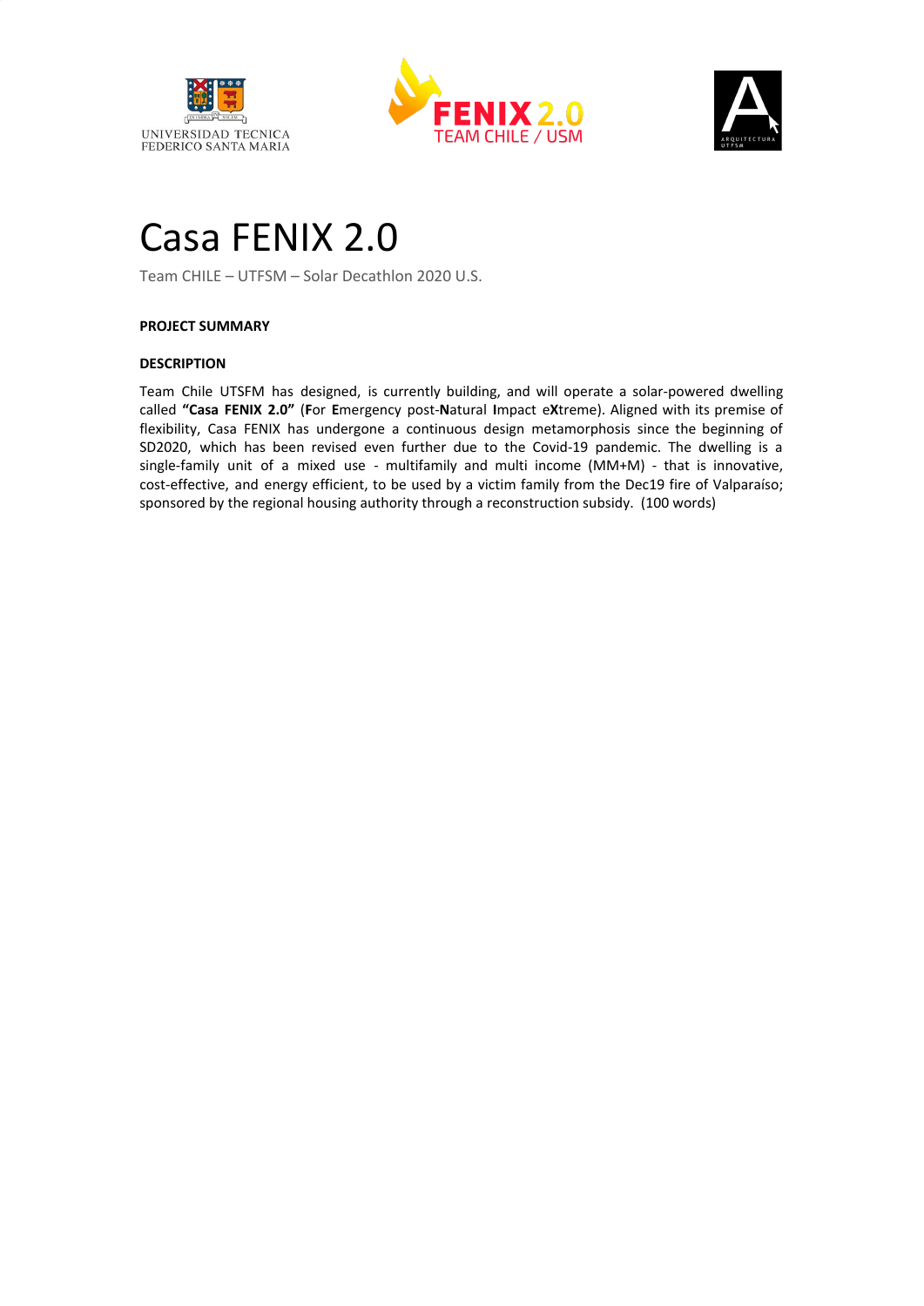UNIVERSIDAD TECNICA FEDERICO SANTA MARIA

**FENIX 2.0**
TEAM CHILE / USM

ARQUITECTURA UTFSM

# Casa FENIX 2.0

Team CHILE – UTFSM – Solar Decathlon 2020 U.S.

**PROJECT SUMMARY**

**DESCRIPTION**

Team Chile UTSFM has designed, is currently building, and will operate a solar-powered dwelling called **"Casa FENIX 2.0"** (**F**or **E**mergency post-**N**atural **I**mpact e**X**treme). Aligned with its premise of flexibility, Casa FENIX has undergone a continuous design metamorphosis since the beginning of SD2020, which has been revised even further due to the Covid-19 pandemic. The dwelling is a single-family unit of a mixed use - multifamily and multi income (MM+M) - that is innovative, cost-effective, and energy efficient, to be used by a victim family from the Dec19 fire of Valparaíso; sponsored by the regional housing authority through a reconstruction subsidy. (100 words)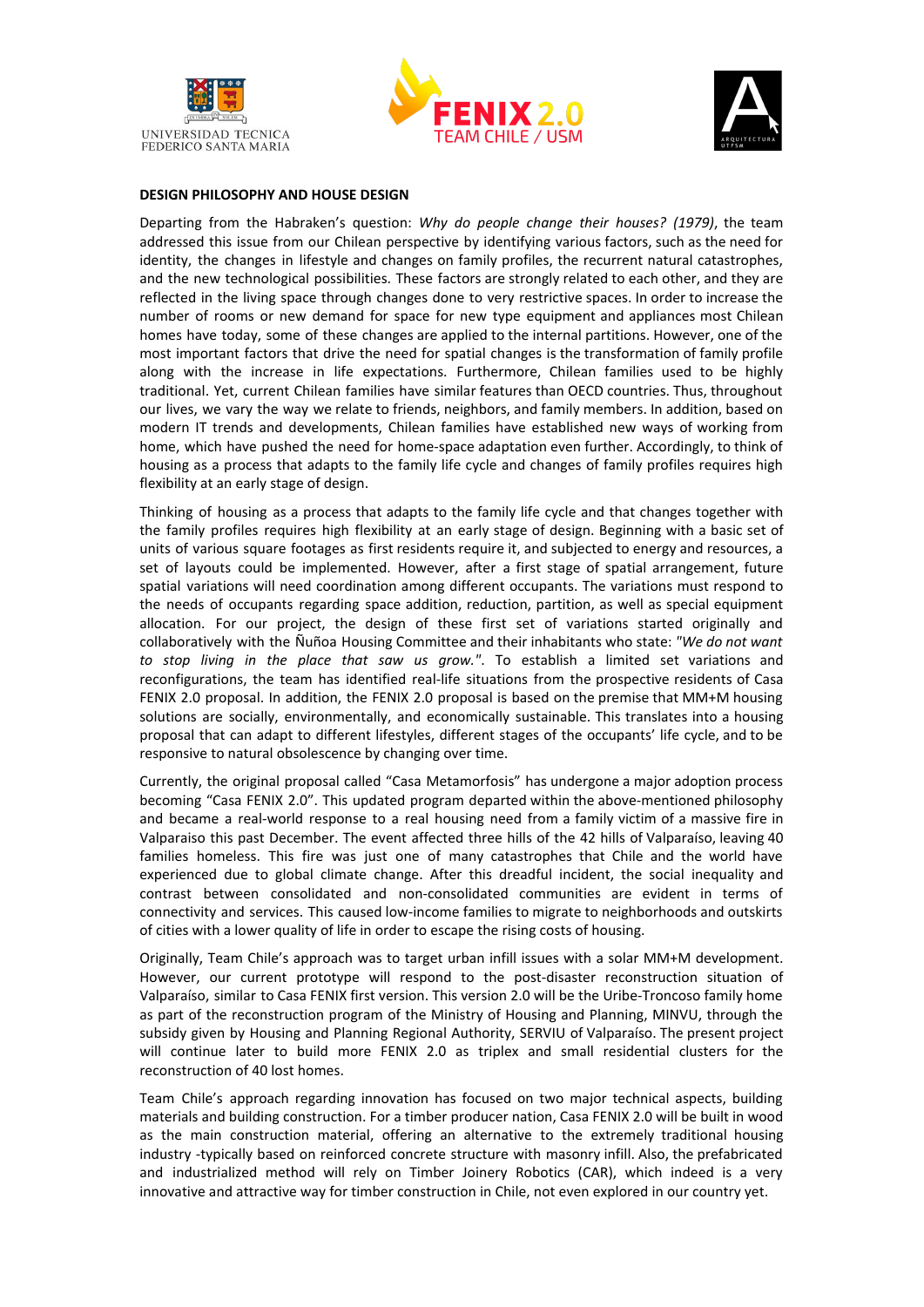**DESIGN PHILOSOPHY AND HOUSE DESIGN**

Departing from the Habraken's question: *Why do people change their houses? (1979)*, the team addressed this issue from our Chilean perspective by identifying various factors, such as the need for identity, the changes in lifestyle and changes on family profiles, the recurrent natural catastrophes, and the new technological possibilities. These factors are strongly related to each other, and they are reflected in the living space through changes done to very restrictive spaces. In order to increase the number of rooms or new demand for space for new type equipment and appliances most Chilean homes have today, some of these changes are applied to the internal partitions. However, one of the most important factors that drive the need for spatial changes is the transformation of family profile along with the increase in life expectations. Furthermore, Chilean families used to be highly traditional. Yet, current Chilean families have similar features than OECD countries. Thus, throughout our lives, we vary the way we relate to friends, neighbors, and family members. In addition, based on modern IT trends and developments, Chilean families have established new ways of working from home, which have pushed the need for home-space adaptation even further. Accordingly, to think of housing as a process that adapts to the family life cycle and changes of family profiles requires high flexibility at an early stage of design.

Thinking of housing as a process that adapts to the family life cycle and that changes together with the family profiles requires high flexibility at an early stage of design. Beginning with a basic set of units of various square footages as first residents require it, and subjected to energy and resources, a set of layouts could be implemented. However, after a first stage of spatial arrangement, future spatial variations will need coordination among different occupants. The variations must respond to the needs of occupants regarding space addition, reduction, partition, as well as special equipment allocation. For our project, the design of these first set of variations started originally and collaboratively with the Ñuñoa Housing Committee and their inhabitants who state: *"We do not want to stop living in the place that saw us grow."*. To establish a limited set variations and reconfigurations, the team has identified real-life situations from the prospective residents of Casa FENIX 2.0 proposal. In addition, the FENIX 2.0 proposal is based on the premise that MM+M housing solutions are socially, environmentally, and economically sustainable. This translates into a housing proposal that can adapt to different lifestyles, different stages of the occupants' life cycle, and to be responsive to natural obsolescence by changing over time.

Currently, the original proposal called "Casa Metamorfosis" has undergone a major adoption process becoming "Casa FENIX 2.0". This updated program departed within the above-mentioned philosophy and became a real-world response to a real housing need from a family victim of a massive fire in Valparaiso this past December. The event affected three hills of the 42 hills of Valparaíso, leaving 40 families homeless. This fire was just one of many catastrophes that Chile and the world have experienced due to global climate change. After this dreadful incident, the social inequality and contrast between consolidated and non-consolidated communities are evident in terms of connectivity and services. This caused low-income families to migrate to neighborhoods and outskirts of cities with a lower quality of life in order to escape the rising costs of housing.

Originally, Team Chile's approach was to target urban infill issues with a solar MM+M development. However, our current prototype will respond to the post-disaster reconstruction situation of Valparaíso, similar to Casa FENIX first version. This version 2.0 will be the Uribe-Troncoso family home as part of the reconstruction program of the Ministry of Housing and Planning, MINVU, through the subsidy given by Housing and Planning Regional Authority, SERVIU of Valparaíso. The present project will continue later to build more FENIX 2.0 as triplex and small residential clusters for the reconstruction of 40 lost homes.

Team Chile's approach regarding innovation has focused on two major technical aspects, building materials and building construction. For a timber producer nation, Casa FENIX 2.0 will be built in wood as the main construction material, offering an alternative to the extremely traditional housing industry -typically based on reinforced concrete structure with masonry infill. Also, the prefabricated and industrialized method will rely on Timber Joinery Robotics (CAR), which indeed is a very innovative and attractive way for timber construction in Chile, not even explored in our country yet.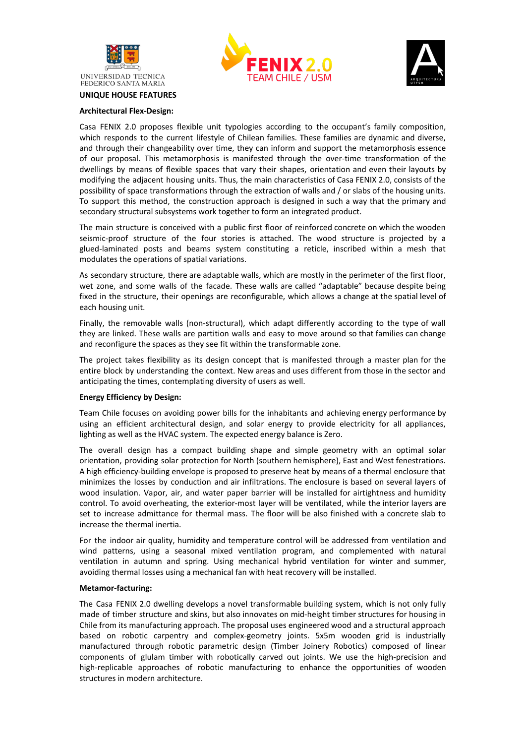## UNIQUE HOUSE FEATURES

**Architectural Flex-Design:**

Casa FENIX 2.0 proposes flexible unit typologies according to the occupant's family composition, which responds to the current lifestyle of Chilean families. These families are dynamic and diverse, and through their changeability over time, they can inform and support the metamorphosis essence of our proposal. This metamorphosis is manifested through the over-time transformation of the dwellings by means of flexible spaces that vary their shapes, orientation and even their layouts by modifying the adjacent housing units. Thus, the main characteristics of Casa FENIX 2.0, consists of the possibility of space transformations through the extraction of walls and / or slabs of the housing units. To support this method, the construction approach is designed in such a way that the primary and secondary structural subsystems work together to form an integrated product.

The main structure is conceived with a public first floor of reinforced concrete on which the wooden seismic-proof structure of the four stories is attached. The wood structure is projected by a glued-laminated posts and beams system constituting a reticle, inscribed within a mesh that modulates the operations of spatial variations.

As secondary structure, there are adaptable walls, which are mostly in the perimeter of the first floor, wet zone, and some walls of the facade. These walls are called "adaptable" because despite being fixed in the structure, their openings are reconfigurable, which allows a change at the spatial level of each housing unit.

Finally, the removable walls (non-structural), which adapt differently according to the type of wall they are linked. These walls are partition walls and easy to move around so that families can change and reconfigure the spaces as they see fit within the transformable zone.

The project takes flexibility as its design concept that is manifested through a master plan for the entire block by understanding the context. New areas and uses different from those in the sector and anticipating the times, contemplating diversity of users as well.

**Energy Efficiency by Design:**

Team Chile focuses on avoiding power bills for the inhabitants and achieving energy performance by using an efficient architectural design, and solar energy to provide electricity for all appliances, lighting as well as the HVAC system. The expected energy balance is Zero.

The overall design has a compact building shape and simple geometry with an optimal solar orientation, providing solar protection for North (southern hemisphere), East and West fenestrations. A high efficiency-building envelope is proposed to preserve heat by means of a thermal enclosure that minimizes the losses by conduction and air infiltrations. The enclosure is based on several layers of wood insulation. Vapor, air, and water paper barrier will be installed for airtightness and humidity control. To avoid overheating, the exterior-most layer will be ventilated, while the interior layers are set to increase admittance for thermal mass. The floor will be also finished with a concrete slab to increase the thermal inertia.

For the indoor air quality, humidity and temperature control will be addressed from ventilation and wind patterns, using a seasonal mixed ventilation program, and complemented with natural ventilation in autumn and spring. Using mechanical hybrid ventilation for winter and summer, avoiding thermal losses using a mechanical fan with heat recovery will be installed.

**Metamor-facturing:**

The Casa FENIX 2.0 dwelling develops a novel transformable building system, which is not only fully made of timber structure and skins, but also innovates on mid-height timber structures for housing in Chile from its manufacturing approach. The proposal uses engineered wood and a structural approach based on robotic carpentry and complex-geometry joints. 5x5m wooden grid is industrially manufactured through robotic parametric design (Timber Joinery Robotics) composed of linear components of glulam timber with robotically carved out joints. We use the high-precision and high-replicable approaches of robotic manufacturing to enhance the opportunities of wooden structures in modern architecture.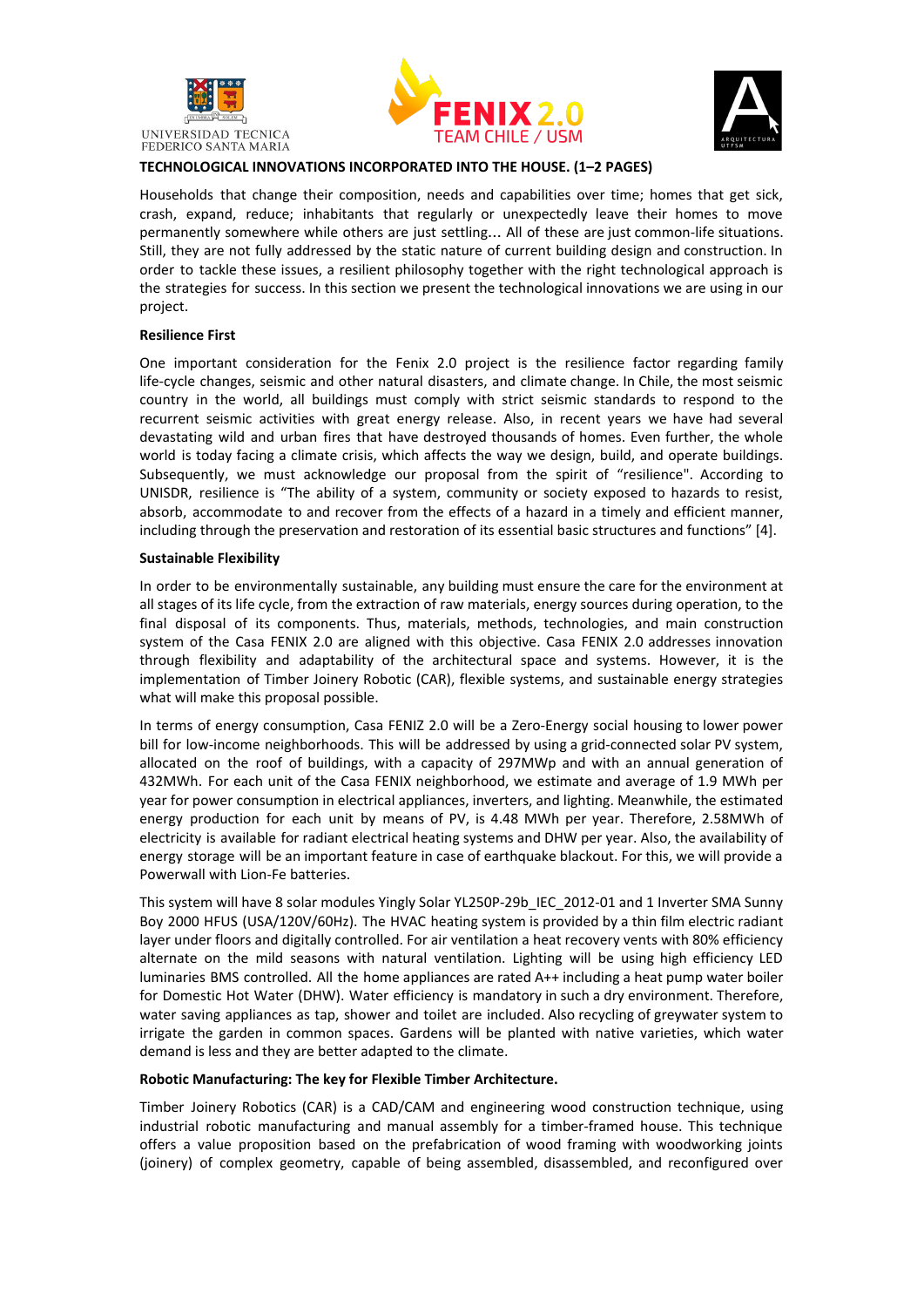**TECHNOLOGICAL INNOVATIONS INCORPORATED INTO THE HOUSE. (1–2 PAGES)**

Households that change their composition, needs and capabilities over time; homes that get sick, crash, expand, reduce; inhabitants that regularly or unexpectedly leave their homes to move permanently somewhere while others are just settling… All of these are just common-life situations. Still, they are not fully addressed by the static nature of current building design and construction. In order to tackle these issues, a resilient philosophy together with the right technological approach is the strategies for success. In this section we present the technological innovations we are using in our project.

**Resilience First**

One important consideration for the Fenix 2.0 project is the resilience factor regarding family life-cycle changes, seismic and other natural disasters, and climate change. In Chile, the most seismic country in the world, all buildings must comply with strict seismic standards to respond to the recurrent seismic activities with great energy release. Also, in recent years we have had several devastating wild and urban fires that have destroyed thousands of homes. Even further, the whole world is today facing a climate crisis, which affects the way we design, build, and operate buildings. Subsequently, we must acknowledge our proposal from the spirit of "resilience". According to UNISDR, resilience is "The ability of a system, community or society exposed to hazards to resist, absorb, accommodate to and recover from the effects of a hazard in a timely and efficient manner, including through the preservation and restoration of its essential basic structures and functions" [4].

**Sustainable Flexibility**

In order to be environmentally sustainable, any building must ensure the care for the environment at all stages of its life cycle, from the extraction of raw materials, energy sources during operation, to the final disposal of its components. Thus, materials, methods, technologies, and main construction system of the Casa FENIX 2.0 are aligned with this objective. Casa FENIX 2.0 addresses innovation through flexibility and adaptability of the architectural space and systems. However, it is the implementation of Timber Joinery Robotic (CAR), flexible systems, and sustainable energy strategies what will make this proposal possible.

In terms of energy consumption, Casa FENIZ 2.0 will be a Zero-Energy social housing to lower power bill for low-income neighborhoods. This will be addressed by using a grid-connected solar PV system, allocated on the roof of buildings, with a capacity of 297MWp and with an annual generation of 432MWh. For each unit of the Casa FENIX neighborhood, we estimate and average of 1.9 MWh per year for power consumption in electrical appliances, inverters, and lighting. Meanwhile, the estimated energy production for each unit by means of PV, is 4.48 MWh per year. Therefore, 2.58MWh of electricity is available for radiant electrical heating systems and DHW per year. Also, the availability of energy storage will be an important feature in case of earthquake blackout. For this, we will provide a Powerwall with Lion-Fe batteries.

This system will have 8 solar modules Yingly Solar YL250P-29b_IEC_2012-01 and 1 Inverter SMA Sunny Boy 2000 HFUS (USA/120V/60Hz). The HVAC heating system is provided by a thin film electric radiant layer under floors and digitally controlled. For air ventilation a heat recovery vents with 80% efficiency alternate on the mild seasons with natural ventilation. Lighting will be using high efficiency LED luminaries BMS controlled. All the home appliances are rated A++ including a heat pump water boiler for Domestic Hot Water (DHW). Water efficiency is mandatory in such a dry environment. Therefore, water saving appliances as tap, shower and toilet are included. Also recycling of greywater system to irrigate the garden in common spaces. Gardens will be planted with native varieties, which water demand is less and they are better adapted to the climate.

**Robotic Manufacturing: The key for Flexible Timber Architecture.**

Timber Joinery Robotics (CAR) is a CAD/CAM and engineering wood construction technique, using industrial robotic manufacturing and manual assembly for a timber-framed house. This technique offers a value proposition based on the prefabrication of wood framing with woodworking joints (joinery) of complex geometry, capable of being assembled, disassembled, and reconfigured over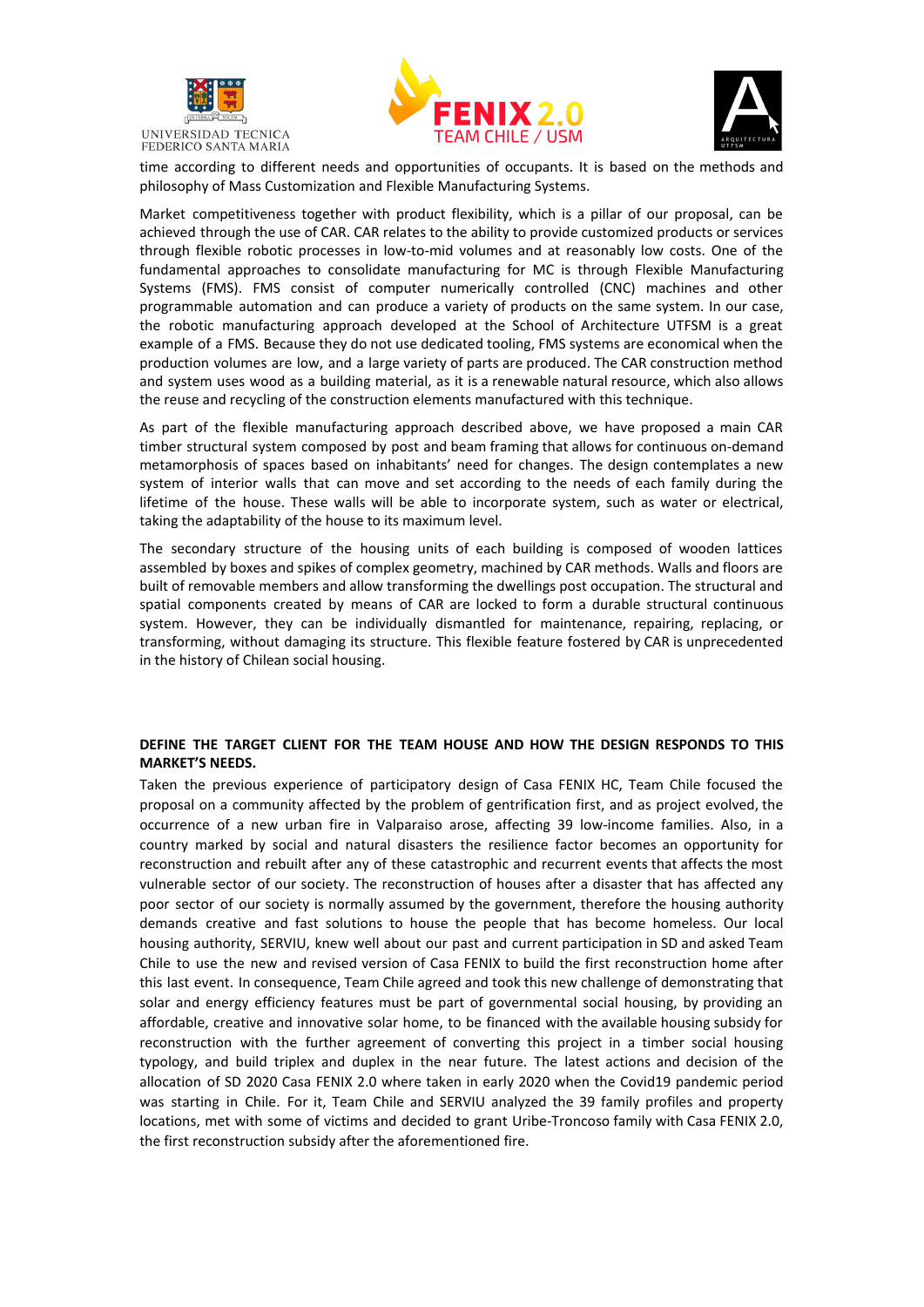time according to different needs and opportunities of occupants. It is based on the methods and philosophy of Mass Customization and Flexible Manufacturing Systems.

Market competitiveness together with product flexibility, which is a pillar of our proposal, can be achieved through the use of CAR. CAR relates to the ability to provide customized products or services through flexible robotic processes in low-to-mid volumes and at reasonably low costs. One of the fundamental approaches to consolidate manufacturing for MC is through Flexible Manufacturing Systems (FMS). FMS consist of computer numerically controlled (CNC) machines and other programmable automation and can produce a variety of products on the same system. In our case, the robotic manufacturing approach developed at the School of Architecture UTFSM is a great example of a FMS. Because they do not use dedicated tooling, FMS systems are economical when the production volumes are low, and a large variety of parts are produced. The CAR construction method and system uses wood as a building material, as it is a renewable natural resource, which also allows the reuse and recycling of the construction elements manufactured with this technique.

As part of the flexible manufacturing approach described above, we have proposed a main CAR timber structural system composed by post and beam framing that allows for continuous on-demand metamorphosis of spaces based on inhabitants' need for changes. The design contemplates a new system of interior walls that can move and set according to the needs of each family during the lifetime of the house. These walls will be able to incorporate system, such as water or electrical, taking the adaptability of the house to its maximum level.

The secondary structure of the housing units of each building is composed of wooden lattices assembled by boxes and spikes of complex geometry, machined by CAR methods. Walls and floors are built of removable members and allow transforming the dwellings post occupation. The structural and spatial components created by means of CAR are locked to form a durable structural continuous system. However, they can be individually dismantled for maintenance, repairing, replacing, or transforming, without damaging its structure. This flexible feature fostered by CAR is unprecedented in the history of Chilean social housing.

**DEFINE THE TARGET CLIENT FOR THE TEAM HOUSE AND HOW THE DESIGN RESPONDS TO THIS MARKET'S NEEDS.**

Taken the previous experience of participatory design of Casa FENIX HC, Team Chile focused the proposal on a community affected by the problem of gentrification first, and as project evolved, the occurrence of a new urban fire in Valparaiso arose, affecting 39 low-income families. Also, in a country marked by social and natural disasters the resilience factor becomes an opportunity for reconstruction and rebuilt after any of these catastrophic and recurrent events that affects the most vulnerable sector of our society. The reconstruction of houses after a disaster that has affected any poor sector of our society is normally assumed by the government, therefore the housing authority demands creative and fast solutions to house the people that has become homeless. Our local housing authority, SERVIU, knew well about our past and current participation in SD and asked Team Chile to use the new and revised version of Casa FENIX to build the first reconstruction home after this last event. In consequence, Team Chile agreed and took this new challenge of demonstrating that solar and energy efficiency features must be part of governmental social housing, by providing an affordable, creative and innovative solar home, to be financed with the available housing subsidy for reconstruction with the further agreement of converting this project in a timber social housing typology, and build triplex and duplex in the near future. The latest actions and decision of the allocation of SD 2020 Casa FENIX 2.0 where taken in early 2020 when the Covid19 pandemic period was starting in Chile. For it, Team Chile and SERVIU analyzed the 39 family profiles and property locations, met with some of victims and decided to grant Uribe-Troncoso family with Casa FENIX 2.0, the first reconstruction subsidy after the aforementioned fire.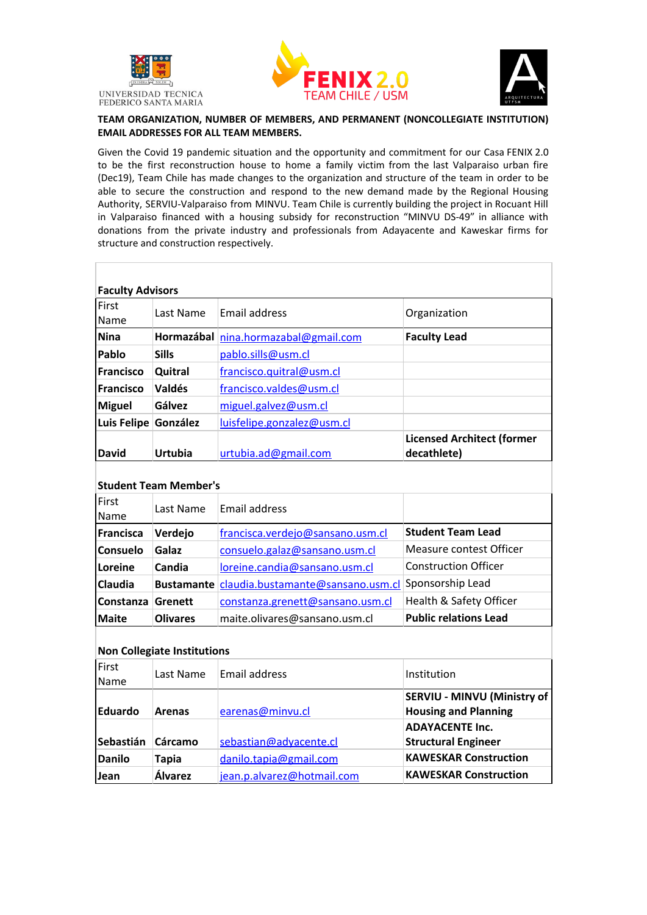UNIVERSIDAD TECNICA FEDERICO SANTA MARIA

FENIX 2.0 TEAM CHILE / USM

**TEAM ORGANIZATION, NUMBER OF MEMBERS, AND PERMANENT (NONCOLLEGIATE INSTITUTION) EMAIL ADDRESSES FOR ALL TEAM MEMBERS.**

Given the Covid 19 pandemic situation and the opportunity and commitment for our Casa FENIX 2.0 to be the first reconstruction house to home a family victim from the last Valparaiso urban fire (Dec19), Team Chile has made changes to the organization and structure of the team in order to be able to secure the construction and respond to the new demand made by the Regional Housing Authority, SERVIU-Valparaiso from MINVU. Team Chile is currently building the project in Rocuant Hill in Valparaiso financed with a housing subsidy for reconstruction "MINVU DS-49" in alliance with donations from the private industry and professionals from Adayacente and Kaweskar firms for structure and construction respectively.

**Faculty Advisors**

| First Name | Last Name | Email address | Organization |
|---|---|---|---|
| **Nina** | **Hormazábal** | nina.hormazabal@gmail.com | **Faculty Lead** |
| **Pablo** | **Sills** | pablo.sills@usm.cl | |
| **Francisco** | **Quitral** | francisco.quitral@usm.cl | |
| **Francisco** | **Valdés** | francisco.valdes@usm.cl | |
| **Miguel** | **Gálvez** | miguel.galvez@usm.cl | |
| **Luis Felipe** | **González** | luisfelipe.gonzalez@usm.cl | |
| **David** | **Urtubia** | urtubia.ad@gmail.com | **Licensed Architect (former decathlete)** |

**Student Team Member's**

| First Name | Last Name | Email address | |
|---|---|---|---|
| **Francisca** | **Verdejo** | francisca.verdejo@sansano.usm.cl | **Student Team Lead** |
| **Consuelo** | **Galaz** | consuelo.galaz@sansano.usm.cl | Measure contest Officer |
| **Loreine** | **Candia** | loreine.candia@sansano.usm.cl | Construction Officer |
| **Claudia** | **Bustamante** | claudia.bustamante@sansano.usm.cl | Sponsorship Lead |
| **Constanza** | **Grenett** | constanza.grenett@sansano.usm.cl | Health & Safety Officer |
| **Maite** | **Olivares** | maite.olivares@sansano.usm.cl | **Public relations Lead** |

**Non Collegiate Institutions**

| First Name | Last Name | Email address | Institution |
|---|---|---|---|
| **Eduardo** | **Arenas** | earenas@minvu.cl | **SERVIU - MINVU (Ministry of Housing and Planning** |
| **Sebastián** | **Cárcamo** | sebastian@adyacente.cl | **ADAYACENTE Inc. Structural Engineer** |
| **Danilo** | **Tapia** | danilo.tapia@gmail.com | **KAWESKAR Construction** |
| **Jean** | **Álvarez** | jean.p.alvarez@hotmail.com | **KAWESKAR Construction** |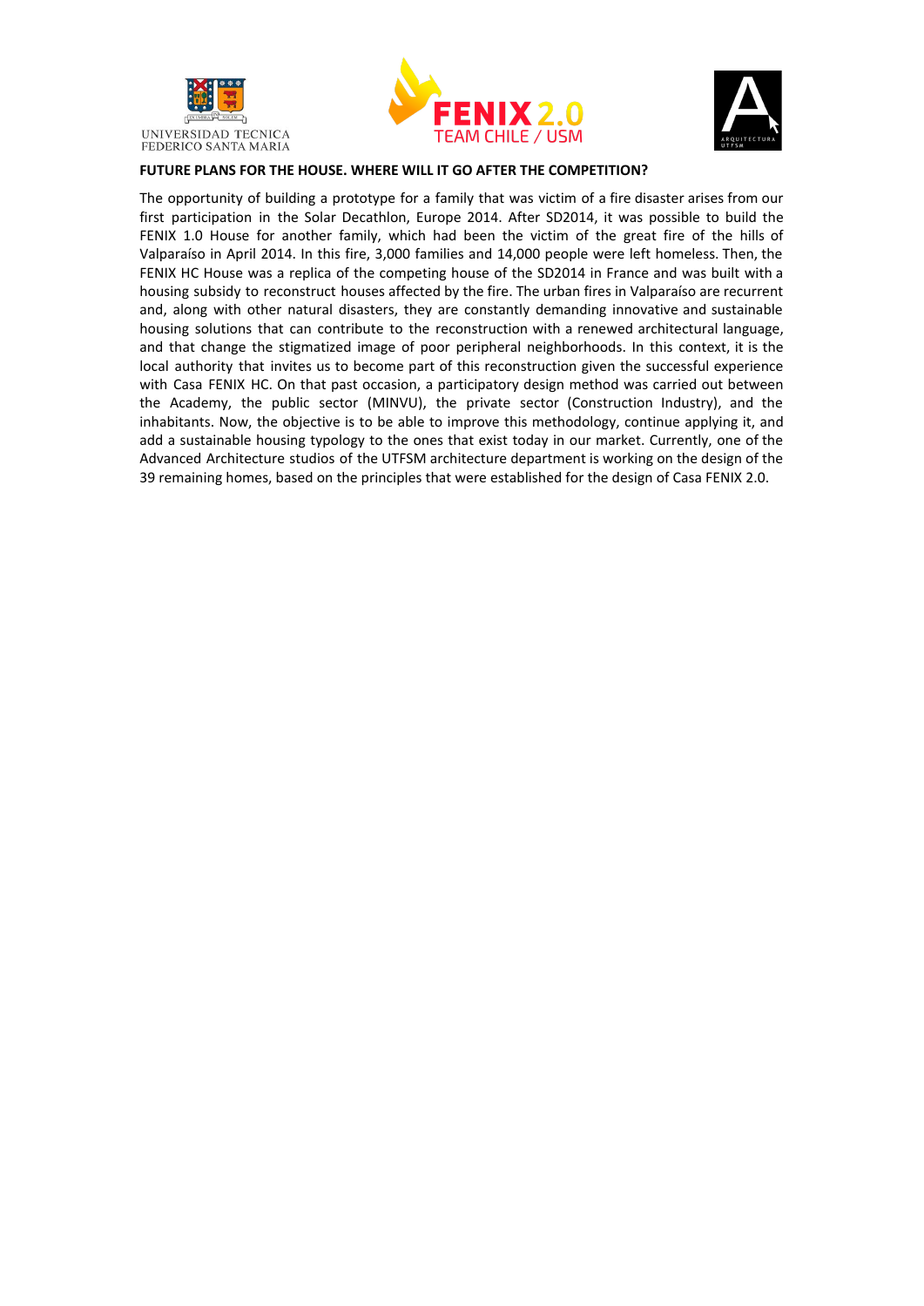**FUTURE PLANS FOR THE HOUSE. WHERE WILL IT GO AFTER THE COMPETITION?**

The opportunity of building a prototype for a family that was victim of a fire disaster arises from our first participation in the Solar Decathlon, Europe 2014. After SD2014, it was possible to build the FENIX 1.0 House for another family, which had been the victim of the great fire of the hills of Valparaíso in April 2014. In this fire, 3,000 families and 14,000 people were left homeless. Then, the FENIX HC House was a replica of the competing house of the SD2014 in France and was built with a housing subsidy to reconstruct houses affected by the fire. The urban fires in Valparaíso are recurrent and, along with other natural disasters, they are constantly demanding innovative and sustainable housing solutions that can contribute to the reconstruction with a renewed architectural language, and that change the stigmatized image of poor peripheral neighborhoods. In this context, it is the local authority that invites us to become part of this reconstruction given the successful experience with Casa FENIX HC. On that past occasion, a participatory design method was carried out between the Academy, the public sector (MINVU), the private sector (Construction Industry), and the inhabitants. Now, the objective is to be able to improve this methodology, continue applying it, and add a sustainable housing typology to the ones that exist today in our market. Currently, one of the Advanced Architecture studios of the UTFSM architecture department is working on the design of the 39 remaining homes, based on the principles that were established for the design of Casa FENIX 2.0.